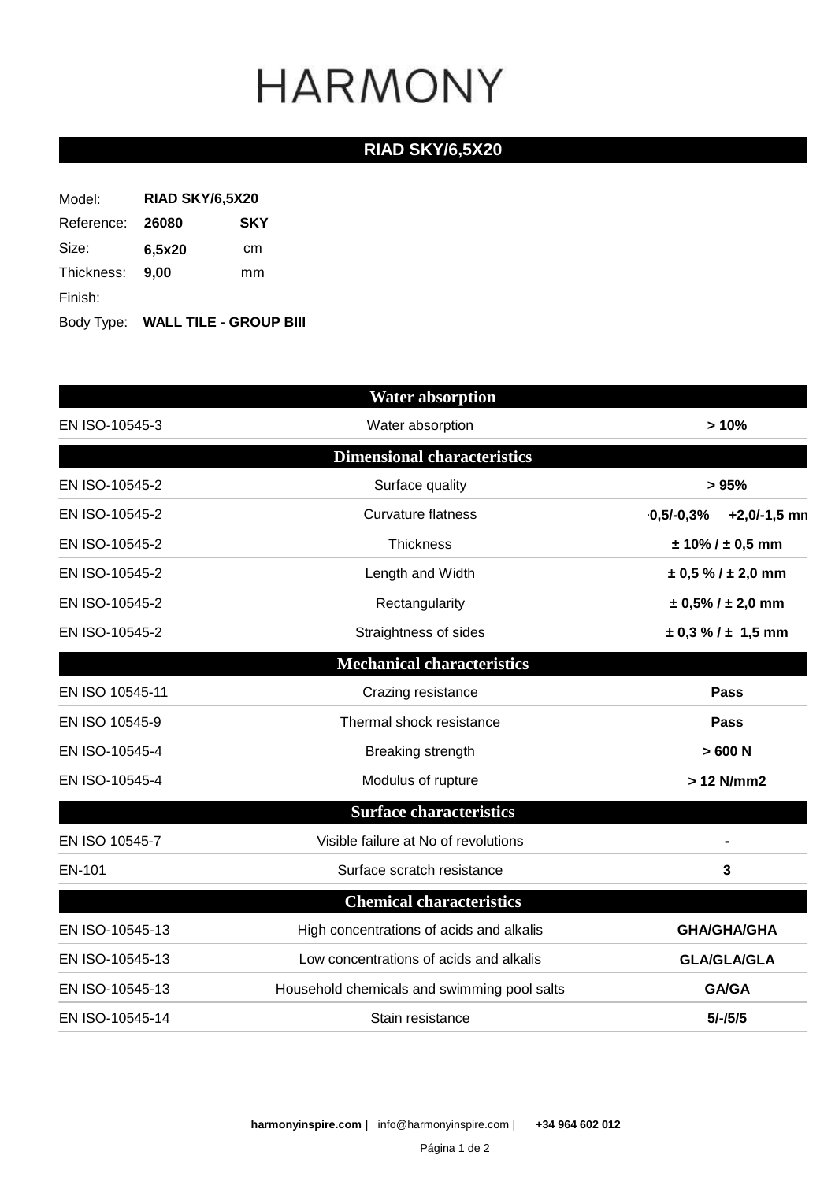# HARMONY

## RIAD SKY/6,5X20

| | | |
|---|---|---|
| Model: | **RIAD SKY/6,5X20** | |
| Reference: | **26080** | **SKY** |
| Size: | **6,5x20** | cm |
| Thickness: | **9,00** | mm |
| Finish: | | |
| Body Type: | **WALL TILE - GROUP BIII** | |

| Standard | Characteristic | Value |
|---|---|---|
| **Water absorption** | | |
| EN ISO-10545-3 | Water absorption | **> 10%** |
| **Dimensional characteristics** | | |
| EN ISO-10545-2 | Surface quality | **> 95%** |
| EN ISO-10545-2 | Curvature flatness | **0,5/-0,3% +2,0/-1,5 mm** |
| EN ISO-10545-2 | Thickness | **± 10% / ± 0,5 mm** |
| EN ISO-10545-2 | Length and Width | **± 0,5 % / ± 2,0 mm** |
| EN ISO-10545-2 | Rectangularity | **± 0,5% / ± 2,0 mm** |
| EN ISO-10545-2 | Straightness of sides | **± 0,3 % / ± 1,5 mm** |
| **Mechanical characteristics** | | |
| EN ISO 10545-11 | Crazing resistance | **Pass** |
| EN ISO 10545-9 | Thermal shock resistance | **Pass** |
| EN ISO-10545-4 | Breaking strength | **> 600 N** |
| EN ISO-10545-4 | Modulus of rupture | **> 12 N/mm2** |
| **Surface characteristics** | | |
| EN ISO 10545-7 | Visible failure at No of revolutions | **-** |
| EN-101 | Surface scratch resistance | **3** |
| **Chemical characteristics** | | |
| EN ISO-10545-13 | High concentrations of acids and alkalis | **GHA/GHA/GHA** |
| EN ISO-10545-13 | Low concentrations of acids and alkalis | **GLA/GLA/GLA** |
| EN ISO-10545-13 | Household chemicals and swimming pool salts | **GA/GA** |
| EN ISO-10545-14 | Stain resistance | **5/-/5/5** |

**harmonyinspire.com |** info@harmonyinspire.com | **+34 964 602 012**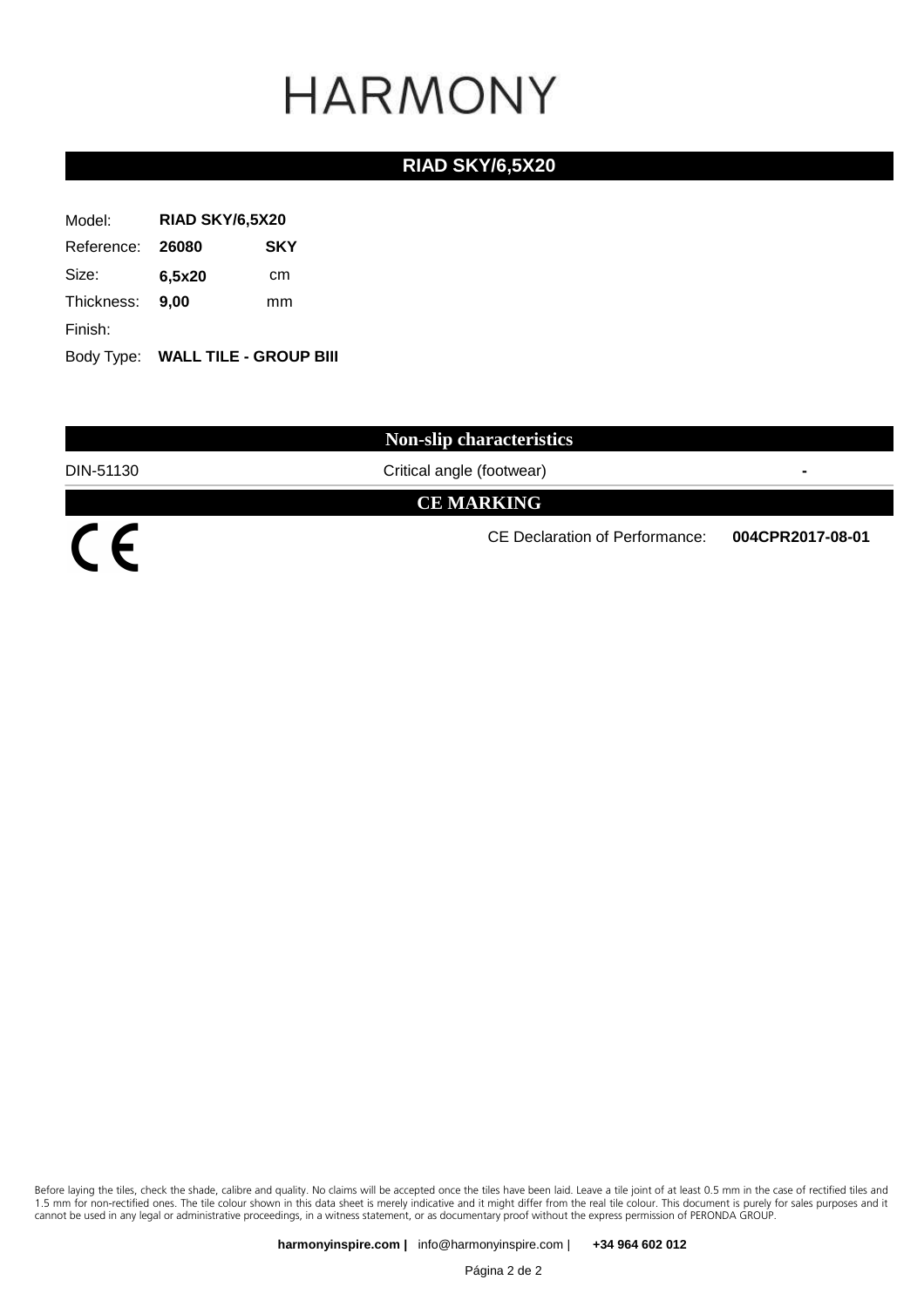# HARMONY

## RIAD SKY/6,5X20

| | | |
|---|---|---|
| Model: | **RIAD SKY/6,5X20** | |
| Reference: | **26080** | **SKY** |
| Size: | **6,5x20** | cm |
| Thickness: | **9,00** | mm |
| Finish: | | |
| Body Type: | **WALL TILE - GROUP BIII** | |

## Non-slip characteristics

| | | |
|---|---|---|
| DIN-51130 | Critical angle (footwear) | **-** |

## CE MARKING

CE

CE Declaration of Performance: **004CPR2017-08-01**

Before laying the tiles, check the shade, calibre and quality. No claims will be accepted once the tiles have been laid. Leave a tile joint of at least 0.5 mm in the case of rectified tiles and 1.5 mm for non-rectified ones. The tile colour shown in this data sheet is merely indicative and it might differ from the real tile colour. This document is purely for sales purposes and it cannot be used in any legal or administrative proceedings, in a witness statement, or as documentary proof without the express permission of PERONDA GROUP.

**harmonyinspire.com |** info@harmonyinspire.com | **+34 964 602 012**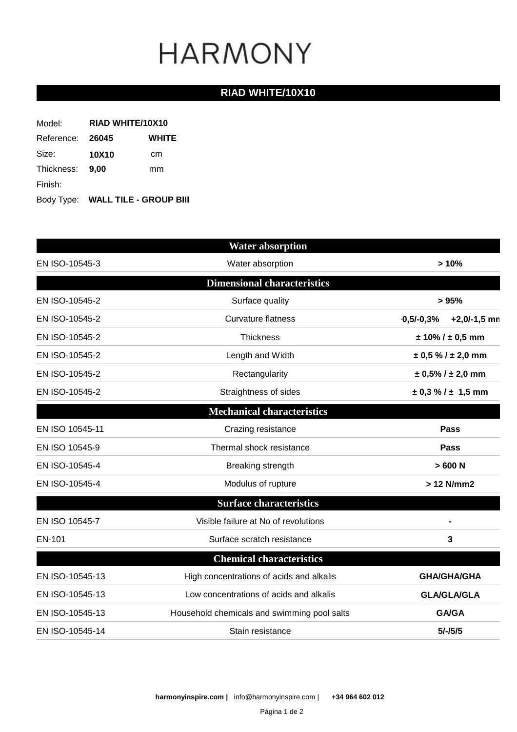# HARMONY

## RIAD WHITE/10X10

| | | |
|---|---|---|
| Model: | **RIAD WHITE/10X10** | |
| Reference: | **26045** | **WHITE** |
| Size: | **10X10** | cm |
| Thickness: | **9,00** | mm |
| Finish: | | |
| Body Type: | **WALL TILE - GROUP BIII** | |

| | **Water absorption** | |
|---|---|---|
| EN ISO-10545-3 | Water absorption | **> 10%** |
| | **Dimensional characteristics** | |
| EN ISO-10545-2 | Surface quality | **> 95%** |
| EN ISO-10545-2 | Curvature flatness | **0,5/-0,3% +2,0/-1,5 mm** |
| EN ISO-10545-2 | Thickness | **± 10% / ± 0,5 mm** |
| EN ISO-10545-2 | Length and Width | **± 0,5 % / ± 2,0 mm** |
| EN ISO-10545-2 | Rectangularity | **± 0,5% / ± 2,0 mm** |
| EN ISO-10545-2 | Straightness of sides | **± 0,3 % / ± 1,5 mm** |
| | **Mechanical characteristics** | |
| EN ISO 10545-11 | Crazing resistance | **Pass** |
| EN ISO 10545-9 | Thermal shock resistance | **Pass** |
| EN ISO-10545-4 | Breaking strength | **> 600 N** |
| EN ISO-10545-4 | Modulus of rupture | **> 12 N/mm2** |
| | **Surface characteristics** | |
| EN ISO 10545-7 | Visible failure at No of revolutions | **-** |
| EN-101 | Surface scratch resistance | **3** |
| | **Chemical characteristics** | |
| EN ISO-10545-13 | High concentrations of acids and alkalis | **GHA/GHA/GHA** |
| EN ISO-10545-13 | Low concentrations of acids and alkalis | **GLA/GLA/GLA** |
| EN ISO-10545-13 | Household chemicals and swimming pool salts | **GA/GA** |
| EN ISO-10545-14 | Stain resistance | **5/-/5/5** |

**harmonyinspire.com |** info@harmonyinspire.com | **+34 964 602 012**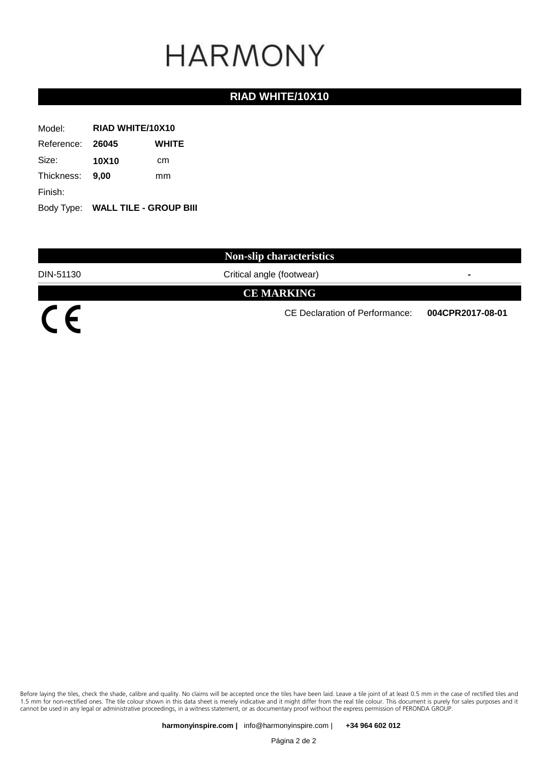# HARMONY

## RIAD WHITE/10X10

| | | |
|---|---|---|
| Model: | **RIAD WHITE/10X10** | |
| Reference: | **26045** | **WHITE** |
| Size: | **10X10** | cm |
| Thickness: | **9,00** | mm |
| Finish: | | |
| Body Type: | **WALL TILE - GROUP BIII** | |

## Non-slip characteristics

| | | |
|---|---|---|
| DIN-51130 | Critical angle (footwear) | **-** |

## CE MARKING

CE

CE Declaration of Performance: **004CPR2017-08-01**

Before laying the tiles, check the shade, calibre and quality. No claims will be accepted once the tiles have been laid. Leave a tile joint of at least 0.5 mm in the case of rectified tiles and 1.5 mm for non-rectified ones. The tile colour shown in this data sheet is merely indicative and it might differ from the real tile colour. This document is purely for sales purposes and it cannot be used in any legal or administrative proceedings, in a witness statement, or as documentary proof without the express permission of PERONDA GROUP.

**harmonyinspire.com |** info@harmonyinspire.com | **+34 964 602 012**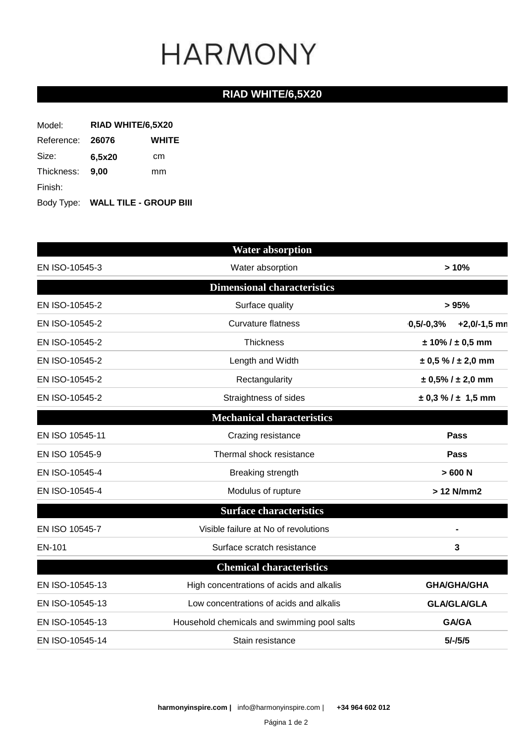# HARMONY

## RIAD WHITE/6,5X20

| | | |
|---|---|---|
| Model: | **RIAD WHITE/6,5X20** | |
| Reference: | **26076** | **WHITE** |
| Size: | **6,5x20** | cm |
| Thickness: | **9,00** | mm |
| Finish: | | |
| Body Type: | **WALL TILE - GROUP BIII** | |

| Standard | Property | Value |
|---|---|---|
| **Water absorption** | | |
| EN ISO-10545-3 | Water absorption | **> 10%** |
| **Dimensional characteristics** | | |
| EN ISO-10545-2 | Surface quality | **> 95%** |
| EN ISO-10545-2 | Curvature flatness | **0,5/-0,3% +2,0/-1,5 mm** |
| EN ISO-10545-2 | Thickness | **± 10% / ± 0,5 mm** |
| EN ISO-10545-2 | Length and Width | **± 0,5 % / ± 2,0 mm** |
| EN ISO-10545-2 | Rectangularity | **± 0,5% / ± 2,0 mm** |
| EN ISO-10545-2 | Straightness of sides | **± 0,3 % / ± 1,5 mm** |
| **Mechanical characteristics** | | |
| EN ISO 10545-11 | Crazing resistance | **Pass** |
| EN ISO 10545-9 | Thermal shock resistance | **Pass** |
| EN ISO-10545-4 | Breaking strength | **> 600 N** |
| EN ISO-10545-4 | Modulus of rupture | **> 12 N/mm2** |
| **Surface characteristics** | | |
| EN ISO 10545-7 | Visible failure at No of revolutions | **-** |
| EN-101 | Surface scratch resistance | **3** |
| **Chemical characteristics** | | |
| EN ISO-10545-13 | High concentrations of acids and alkalis | **GHA/GHA/GHA** |
| EN ISO-10545-13 | Low concentrations of acids and alkalis | **GLA/GLA/GLA** |
| EN ISO-10545-13 | Household chemicals and swimming pool salts | **GA/GA** |
| EN ISO-10545-14 | Stain resistance | **5/-/5/5** |

**harmonyinspire.com |** info@harmonyinspire.com | **+34 964 602 012**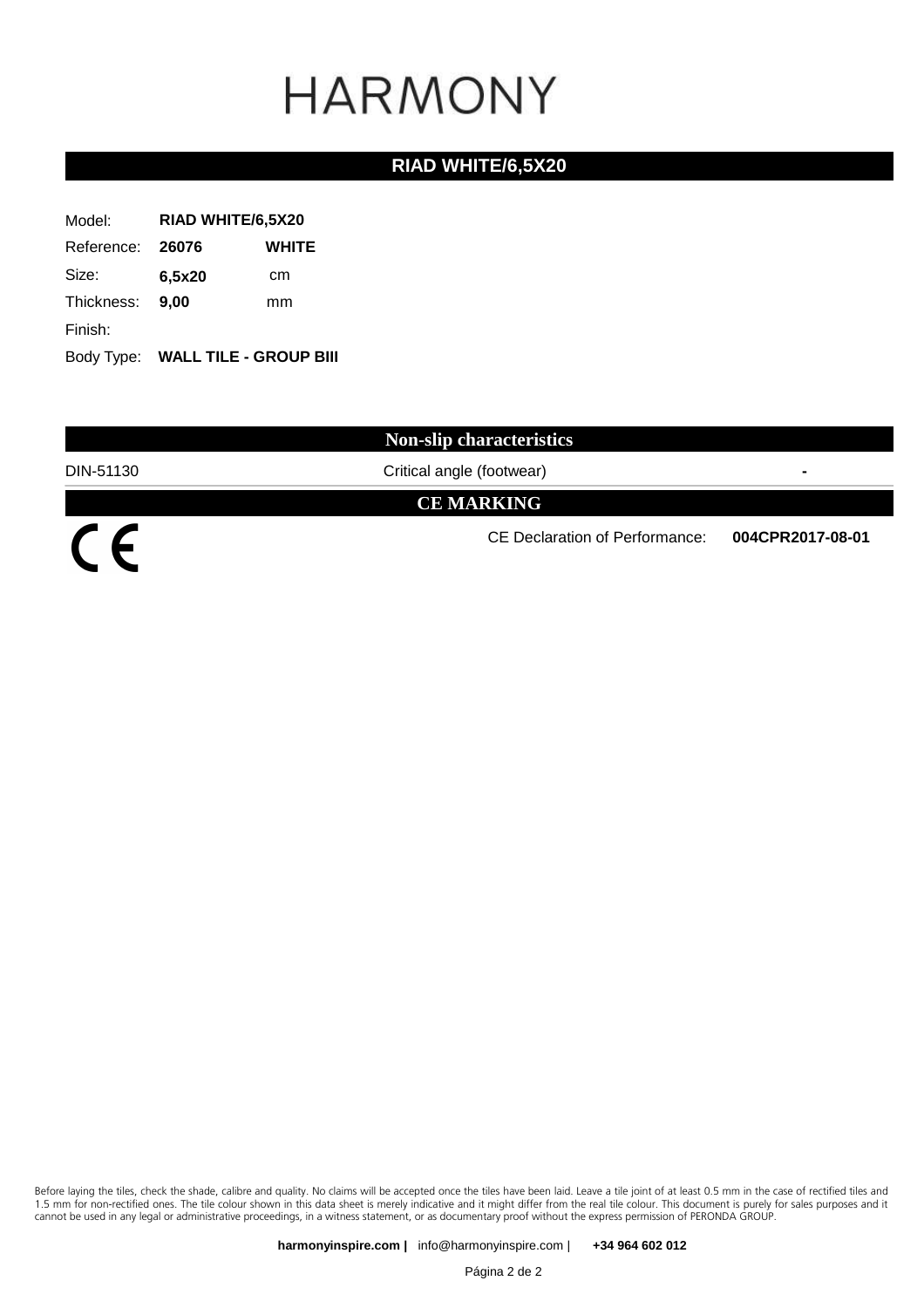# HARMONY

## RIAD WHITE/6,5X20

| | | |
|---|---|---|
| Model: | **RIAD WHITE/6,5X20** | |
| Reference: | **26076** | **WHITE** |
| Size: | **6,5x20** | cm |
| Thickness: | **9,00** | mm |
| Finish: | | |
| Body Type: | **WALL TILE - GROUP BIII** | |

## Non-slip characteristics

| | | |
|---|---|---|
| DIN-51130 | Critical angle (footwear) | **-** |

## CE MARKING

CE

CE Declaration of Performance: **004CPR2017-08-01**

Before laying the tiles, check the shade, calibre and quality. No claims will be accepted once the tiles have been laid. Leave a tile joint of at least 0.5 mm in the case of rectified tiles and 1.5 mm for non-rectified ones. The tile colour shown in this data sheet is merely indicative and it might differ from the real tile colour. This document is purely for sales purposes and it cannot be used in any legal or administrative proceedings, in a witness statement, or as documentary proof without the express permission of PERONDA GROUP.

**harmonyinspire.com |** info@harmonyinspire.com | **+34 964 602 012**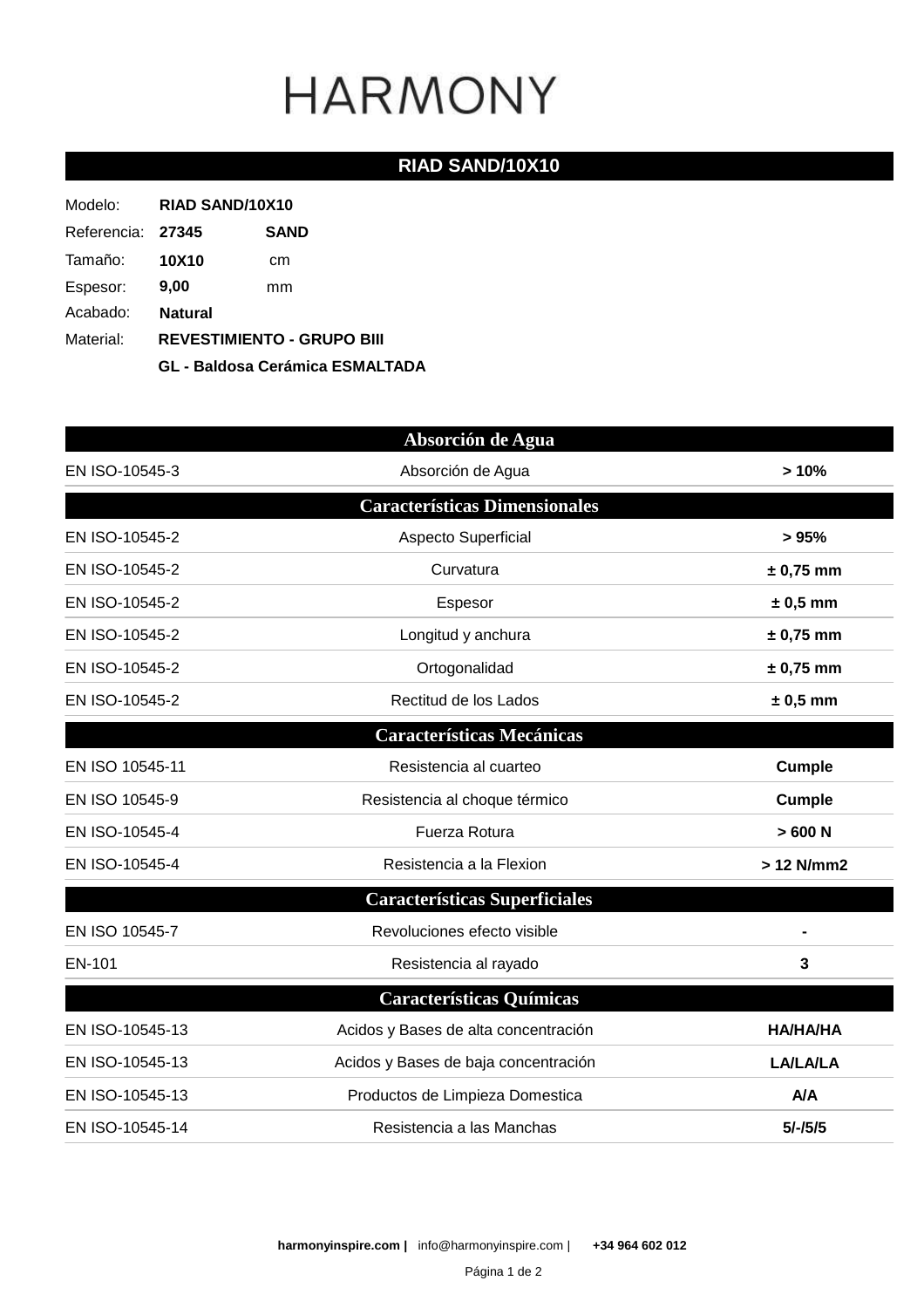# HARMONY

## RIAD SAND/10X10

Modelo: **RIAD SAND/10X10**

Referencia: **27345** **SAND**

Tamaño: **10X10** cm

Espesor: **9,00** mm

Acabado: **Natural**

Material: **REVESTIMIENTO - GRUPO BIII**

**GL - Baldosa Cerámica ESMALTADA**

| Absorción de Agua | | |
|---|---|---|
| EN ISO-10545-3 | Absorción de Agua | **> 10%** |

| Características Dimensionales | | |
|---|---|---|
| EN ISO-10545-2 | Aspecto Superficial | **> 95%** |
| EN ISO-10545-2 | Curvatura | **± 0,75 mm** |
| EN ISO-10545-2 | Espesor | **± 0,5 mm** |
| EN ISO-10545-2 | Longitud y anchura | **± 0,75 mm** |
| EN ISO-10545-2 | Ortogonalidad | **± 0,75 mm** |
| EN ISO-10545-2 | Rectitud de los Lados | **± 0,5 mm** |

| Características Mecánicas | | |
|---|---|---|
| EN ISO 10545-11 | Resistencia al cuarteo | **Cumple** |
| EN ISO 10545-9 | Resistencia al choque térmico | **Cumple** |
| EN ISO-10545-4 | Fuerza Rotura | **> 600 N** |
| EN ISO-10545-4 | Resistencia a la Flexion | **> 12 N/mm2** |

| Características Superficiales | | |
|---|---|---|
| EN ISO 10545-7 | Revoluciones efecto visible | **-** |
| EN-101 | Resistencia al rayado | **3** |

| Características Químicas | | |
|---|---|---|
| EN ISO-10545-13 | Acidos y Bases de alta concentración | **HA/HA/HA** |
| EN ISO-10545-13 | Acidos y Bases de baja concentración | **LA/LA/LA** |
| EN ISO-10545-13 | Productos de Limpieza Domestica | **A/A** |
| EN ISO-10545-14 | Resistencia a las Manchas | **5/-/5/5** |

**harmonyinspire.com |** info@harmonyinspire.com | **+34 964 602 012**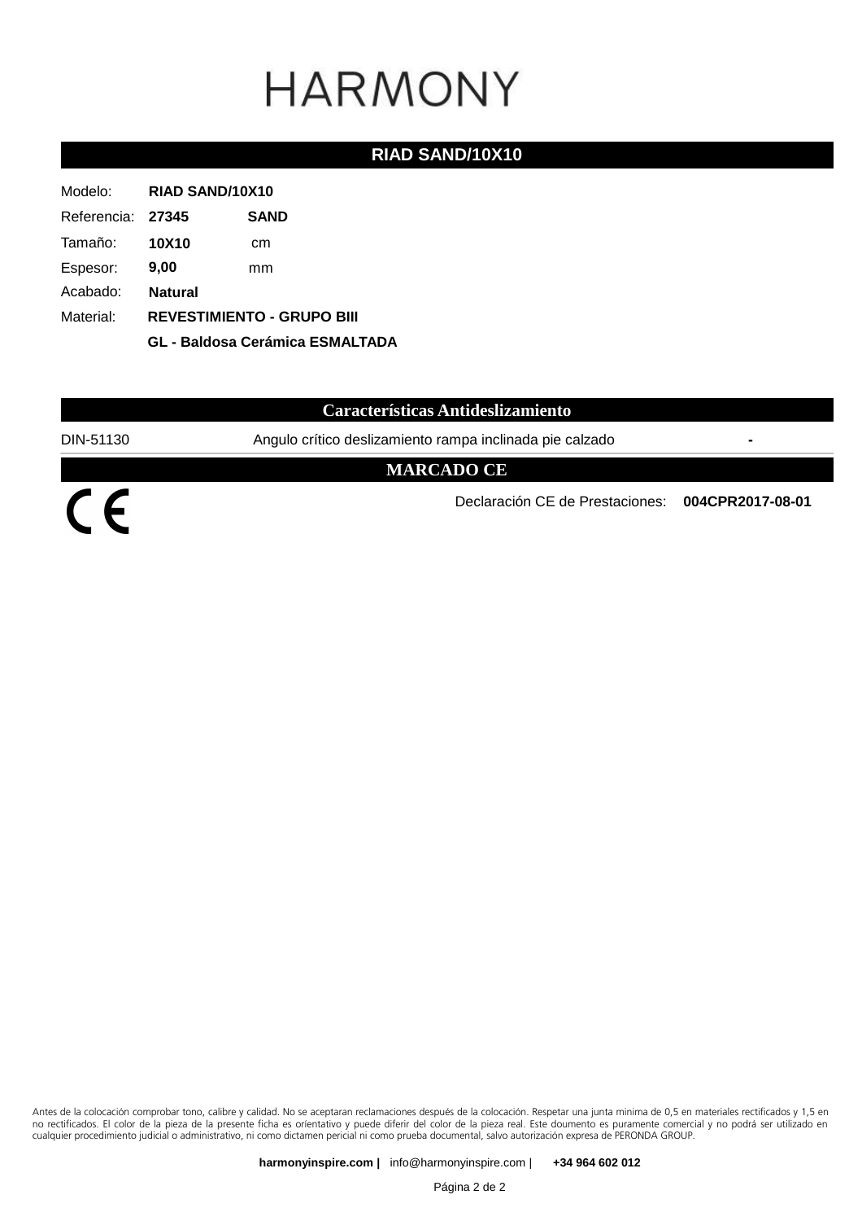# HARMONY

## RIAD SAND/10X10

| | | |
|---|---|---|
| Modelo: | **RIAD SAND/10X10** | |
| Referencia: | **27345** | **SAND** |
| Tamaño: | **10X10** | cm |
| Espesor: | **9,00** | mm |
| Acabado: | **Natural** | |
| Material: | **REVESTIMIENTO - GRUPO BIII** | |
| | **GL - Baldosa Cerámica ESMALTADA** | |

## Características Antideslizamiento

| | | |
|---|---|---|
| DIN-51130 | Angulo crítico deslizamiento rampa inclinada pie calzado | **-** |

## MARCADO CE

CE

Declaración CE de Prestaciones: **004CPR2017-08-01**

Antes de la colocación comprobar tono, calibre y calidad. No se aceptaran reclamaciones después de la colocación. Respetar una junta minima de 0,5 en materiales rectificados y 1,5 en no rectificados. El color de la pieza de la presente ficha es orientativo y puede diferir del color de la pieza real. Este doumento es puramente comercial y no podrá ser utilizado en cualquier procedimiento judicial o administrativo, ni como dictamen pericial ni como prueba documental, salvo autorización expresa de PERONDA GROUP.

**harmonyinspire.com |** info@harmonyinspire.com | **+34 964 602 012**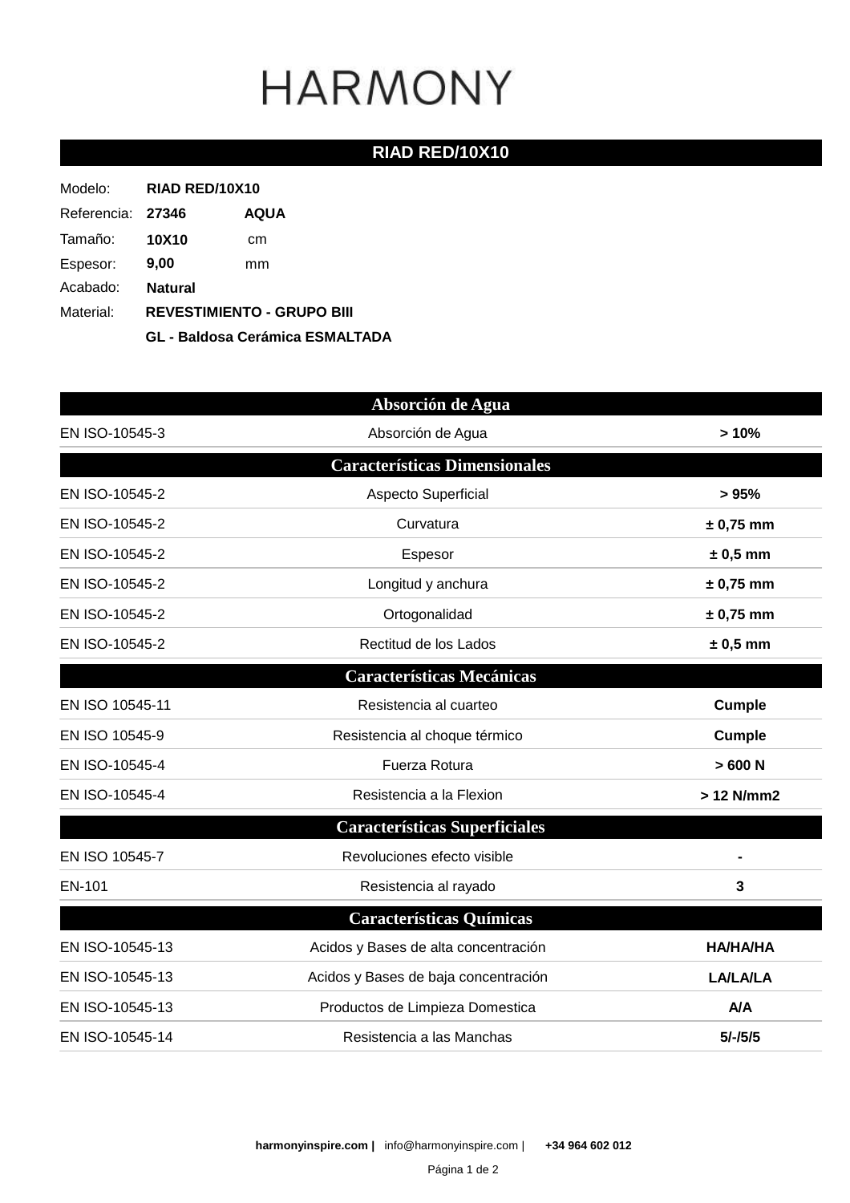# HARMONY

## RIAD RED/10X10

| | | |
|---|---|---|
| Modelo: | **RIAD RED/10X10** | |
| Referencia: | **27346** | **AQUA** |
| Tamaño: | **10X10** | cm |
| Espesor: | **9,00** | mm |
| Acabado: | **Natural** | |
| Material: | **REVESTIMIENTO - GRUPO BIII** | |
| | **GL - Baldosa Cerámica ESMALTADA** | |

| | | |
|---|---|---|
| **Absorción de Agua** | | |
| EN ISO-10545-3 | Absorción de Agua | **> 10%** |
| **Características Dimensionales** | | |
| EN ISO-10545-2 | Aspecto Superficial | **> 95%** |
| EN ISO-10545-2 | Curvatura | **± 0,75 mm** |
| EN ISO-10545-2 | Espesor | **± 0,5 mm** |
| EN ISO-10545-2 | Longitud y anchura | **± 0,75 mm** |
| EN ISO-10545-2 | Ortogonalidad | **± 0,75 mm** |
| EN ISO-10545-2 | Rectitud de los Lados | **± 0,5 mm** |
| **Características Mecánicas** | | |
| EN ISO 10545-11 | Resistencia al cuarteo | **Cumple** |
| EN ISO 10545-9 | Resistencia al choque térmico | **Cumple** |
| EN ISO-10545-4 | Fuerza Rotura | **> 600 N** |
| EN ISO-10545-4 | Resistencia a la Flexion | **> 12 N/mm2** |
| **Características Superficiales** | | |
| EN ISO 10545-7 | Revoluciones efecto visible | **-** |
| EN-101 | Resistencia al rayado | **3** |
| **Características Químicas** | | |
| EN ISO-10545-13 | Acidos y Bases de alta concentración | **HA/HA/HA** |
| EN ISO-10545-13 | Acidos y Bases de baja concentración | **LA/LA/LA** |
| EN ISO-10545-13 | Productos de Limpieza Domestica | **A/A** |
| EN ISO-10545-14 | Resistencia a las Manchas | **5/-/5/5** |

**harmonyinspire.com |** info@harmonyinspire.com | **+34 964 602 012**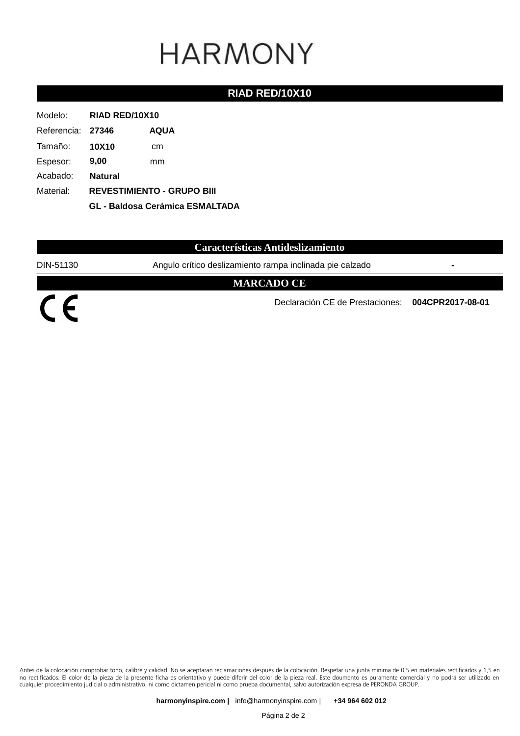# HARMONY

## RIAD RED/10X10

| | | |
|---|---|---|
| Modelo: | **RIAD RED/10X10** | |
| Referencia: | **27346** | **AQUA** |
| Tamaño: | **10X10** | cm |
| Espesor: | **9,00** | mm |
| Acabado: | **Natural** | |
| Material: | **REVESTIMIENTO - GRUPO BIII** | |
| | **GL - Baldosa Cerámica ESMALTADA** | |

## Características Antideslizamiento

| | | |
|---|---|---|
| DIN-51130 | Angulo crítico deslizamiento rampa inclinada pie calzado | **-** |

## MARCADO CE

CE

Declaración CE de Prestaciones: **004CPR2017-08-01**

Antes de la colocación comprobar tono, calibre y calidad. No se aceptaran reclamaciones después de la colocación. Respetar una junta minima de 0,5 en materiales rectificados y 1,5 en no rectificados. El color de la pieza de la presente ficha es orientativo y puede diferir del color de la pieza real. Este doumento es puramente comercial y no podrá ser utilizado en cualquier procedimiento judicial o administrativo, ni como dictamen pericial ni como prueba documental, salvo autorización expresa de PERONDA GROUP.

**harmonyinspire.com |** info@harmonyinspire.com | **+34 964 602 012**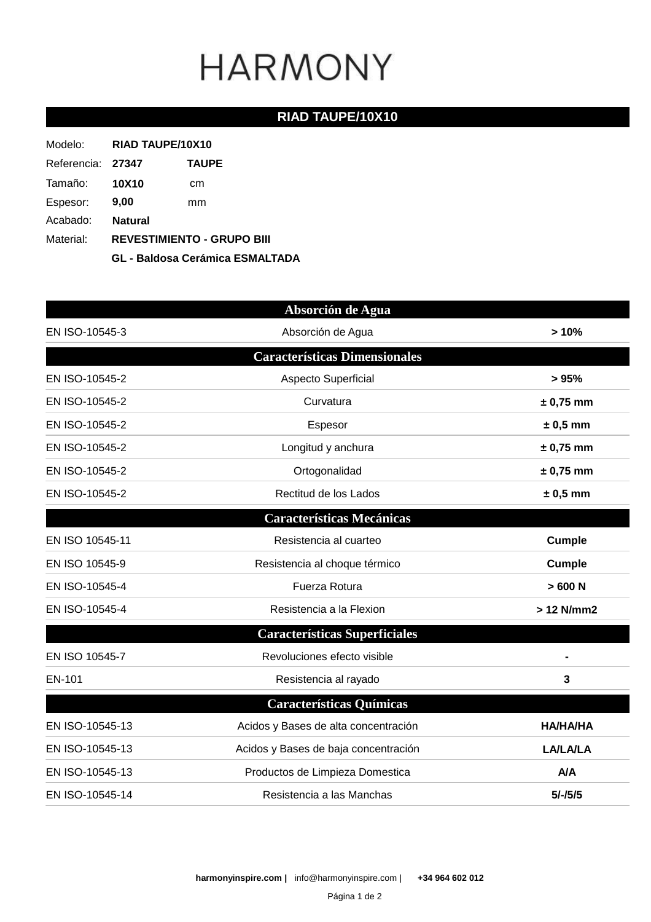# HARMONY

## RIAD TAUPE/10X10

Modelo: **RIAD TAUPE/10X10**

Referencia: **27347** **TAUPE**

Tamaño: **10X10** cm

Espesor: **9,00** mm

Acabado: **Natural**

Material: **REVESTIMIENTO - GRUPO BIII**

**GL - Baldosa Cerámica ESMALTADA**

| Absorción de Agua | | |
|---|---|---|
| EN ISO-10545-3 | Absorción de Agua | **> 10%** |
| **Características Dimensionales** | | |
| EN ISO-10545-2 | Aspecto Superficial | **> 95%** |
| EN ISO-10545-2 | Curvatura | **± 0,75 mm** |
| EN ISO-10545-2 | Espesor | **± 0,5 mm** |
| EN ISO-10545-2 | Longitud y anchura | **± 0,75 mm** |
| EN ISO-10545-2 | Ortogonalidad | **± 0,75 mm** |
| EN ISO-10545-2 | Rectitud de los Lados | **± 0,5 mm** |
| **Características Mecánicas** | | |
| EN ISO 10545-11 | Resistencia al cuarteo | **Cumple** |
| EN ISO 10545-9 | Resistencia al choque térmico | **Cumple** |
| EN ISO-10545-4 | Fuerza Rotura | **> 600 N** |
| EN ISO-10545-4 | Resistencia a la Flexion | **> 12 N/mm2** |
| **Características Superficiales** | | |
| EN ISO 10545-7 | Revoluciones efecto visible | **-** |
| EN-101 | Resistencia al rayado | **3** |
| **Características Químicas** | | |
| EN ISO-10545-13 | Acidos y Bases de alta concentración | **HA/HA/HA** |
| EN ISO-10545-13 | Acidos y Bases de baja concentración | **LA/LA/LA** |
| EN ISO-10545-13 | Productos de Limpieza Domestica | **A/A** |
| EN ISO-10545-14 | Resistencia a las Manchas | **5/-/5/5** |

**harmonyinspire.com |** info@harmonyinspire.com | **+34 964 602 012**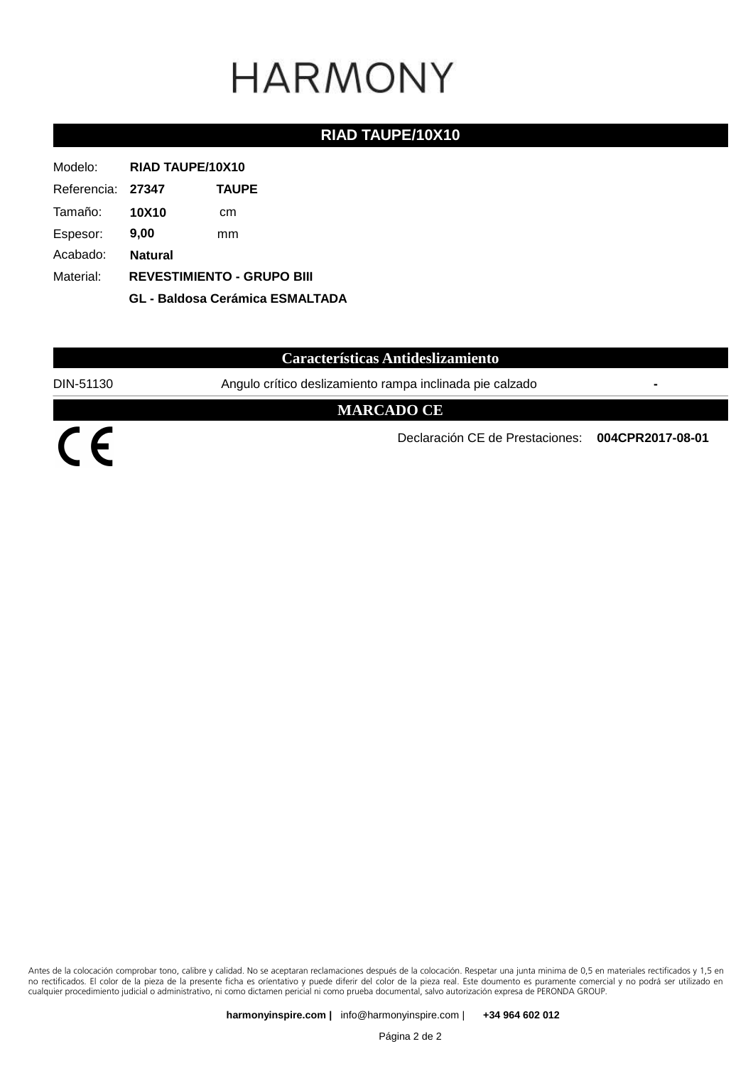# HARMONY

## RIAD TAUPE/10X10

| | | |
|---|---|---|
| Modelo: | **RIAD TAUPE/10X10** | |
| Referencia: | **27347** | **TAUPE** |
| Tamaño: | **10X10** | cm |
| Espesor: | **9,00** | mm |
| Acabado: | **Natural** | |
| Material: | **REVESTIMIENTO - GRUPO BIII** | |
| | **GL - Baldosa Cerámica ESMALTADA** | |

## Características Antideslizamiento

| | | |
|---|---|---|
| DIN-51130 | Angulo crítico deslizamiento rampa inclinada pie calzado | **-** |

## MARCADO CE

CE

Declaración CE de Prestaciones: **004CPR2017-08-01**

Antes de la colocación comprobar tono, calibre y calidad. No se aceptaran reclamaciones después de la colocación. Respetar una junta minima de 0,5 en materiales rectificados y 1,5 en no rectificados. El color de la pieza de la presente ficha es orientativo y puede diferir del color de la pieza real. Este doumento es puramente comercial y no podrá ser utilizado en cualquier procedimiento judicial o administrativo, ni como dictamen pericial ni como prueba documental, salvo autorización expresa de PERONDA GROUP.

**harmonyinspire.com |** info@harmonyinspire.com | **+34 964 602 012**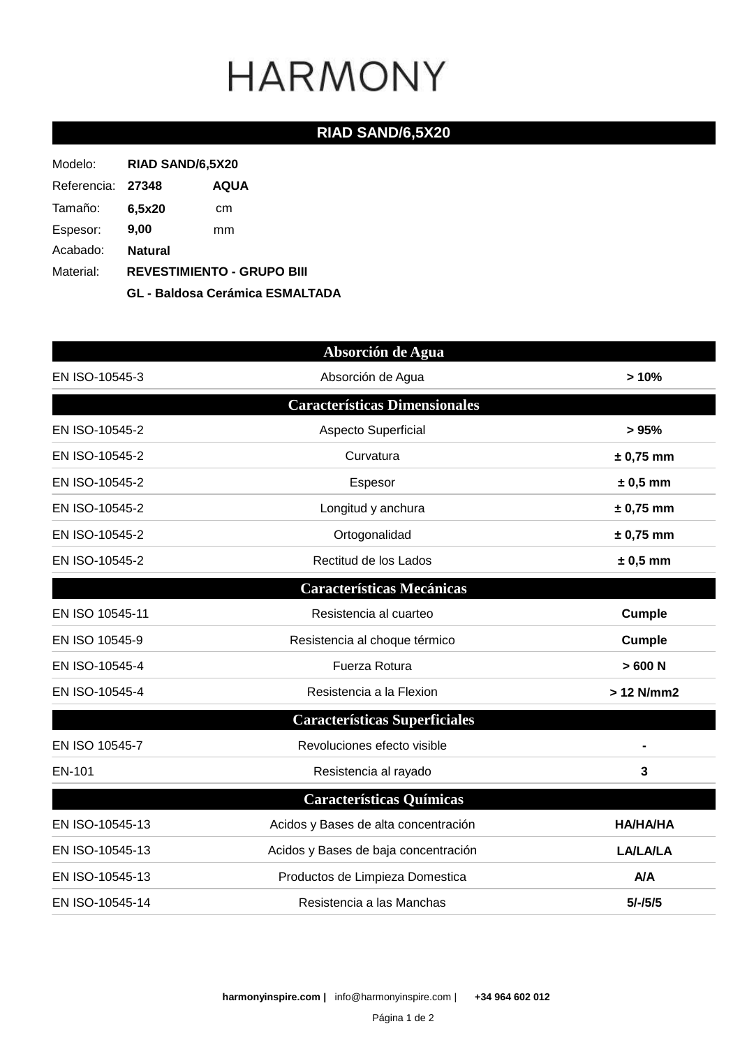# HARMONY

## RIAD SAND/6,5X20

Modelo: **RIAD SAND/6,5X20**

Referencia: **27348** **AQUA**

Tamaño: **6,5x20** cm

Espesor: **9,00** mm

Acabado: **Natural**

Material: **REVESTIMIENTO - GRUPO BIII**

**GL - Baldosa Cerámica ESMALTADA**

| Absorción de Agua | | |
|---|---|---|
| EN ISO-10545-3 | Absorción de Agua | **> 10%** |
| **Características Dimensionales** | | |
| EN ISO-10545-2 | Aspecto Superficial | **> 95%** |
| EN ISO-10545-2 | Curvatura | **± 0,75 mm** |
| EN ISO-10545-2 | Espesor | **± 0,5 mm** |
| EN ISO-10545-2 | Longitud y anchura | **± 0,75 mm** |
| EN ISO-10545-2 | Ortogonalidad | **± 0,75 mm** |
| EN ISO-10545-2 | Rectitud de los Lados | **± 0,5 mm** |
| **Características Mecánicas** | | |
| EN ISO 10545-11 | Resistencia al cuarteo | **Cumple** |
| EN ISO 10545-9 | Resistencia al choque térmico | **Cumple** |
| EN ISO-10545-4 | Fuerza Rotura | **> 600 N** |
| EN ISO-10545-4 | Resistencia a la Flexion | **> 12 N/mm2** |
| **Características Superficiales** | | |
| EN ISO 10545-7 | Revoluciones efecto visible | **-** |
| EN-101 | Resistencia al rayado | **3** |
| **Características Químicas** | | |
| EN ISO-10545-13 | Acidos y Bases de alta concentración | **HA/HA/HA** |
| EN ISO-10545-13 | Acidos y Bases de baja concentración | **LA/LA/LA** |
| EN ISO-10545-13 | Productos de Limpieza Domestica | **A/A** |
| EN ISO-10545-14 | Resistencia a las Manchas | **5/-/5/5** |

**harmonyinspire.com |** info@harmonyinspire.com | **+34 964 602 012**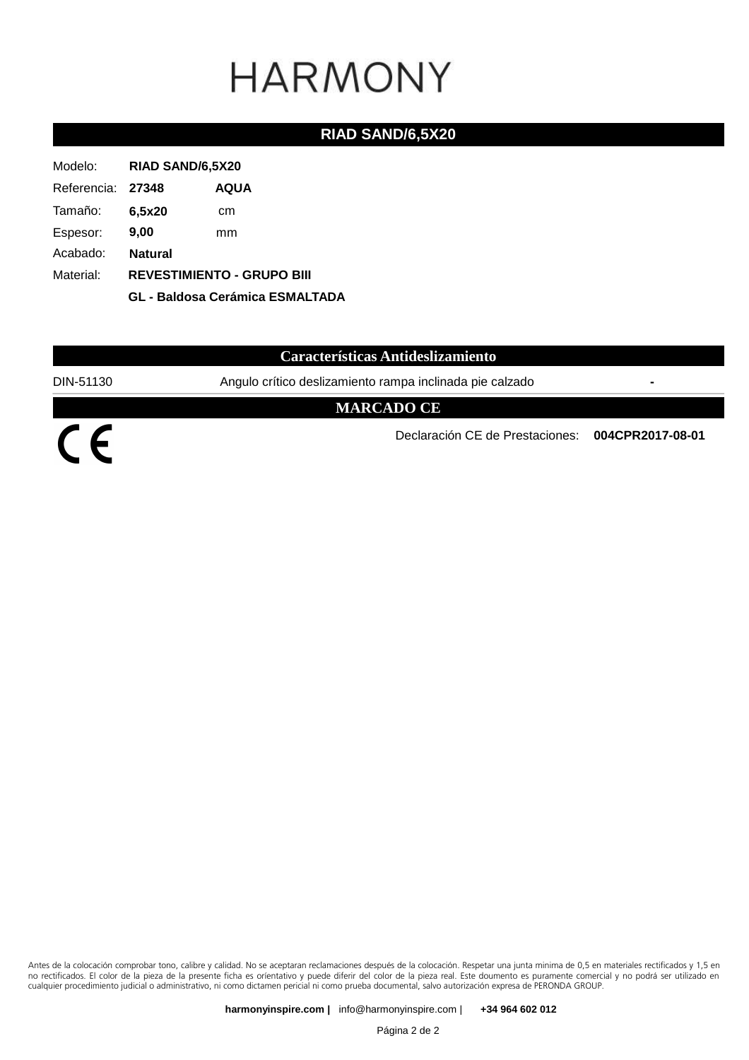# HARMONY

## RIAD SAND/6,5X20

Modelo: **RIAD SAND/6,5X20**

Referencia: **27348** **AQUA**

Tamaño: **6,5x20** cm

Espesor: **9,00** mm

Acabado: **Natural**

Material: **REVESTIMIENTO - GRUPO BIII**

**GL - Baldosa Cerámica ESMALTADA**

## Características Antideslizamiento

| DIN-51130 | Angulo crítico deslizamiento rampa inclinada pie calzado | **-** |
|---|---|---|

## MARCADO CE

CE

Declaración CE de Prestaciones: **004CPR2017-08-01**

Antes de la colocación comprobar tono, calibre y calidad. No se aceptaran reclamaciones después de la colocación. Respetar una junta minima de 0,5 en materiales rectificados y 1,5 en no rectificados. El color de la pieza de la presente ficha es orientativo y puede diferir del color de la pieza real. Este doumento es puramente comercial y no podrá ser utilizado en cualquier procedimiento judicial o administrativo, ni como dictamen pericial ni como prueba documental, salvo autorización expresa de PERONDA GROUP.

**harmonyinspire.com |** info@harmonyinspire.com | **+34 964 602 012**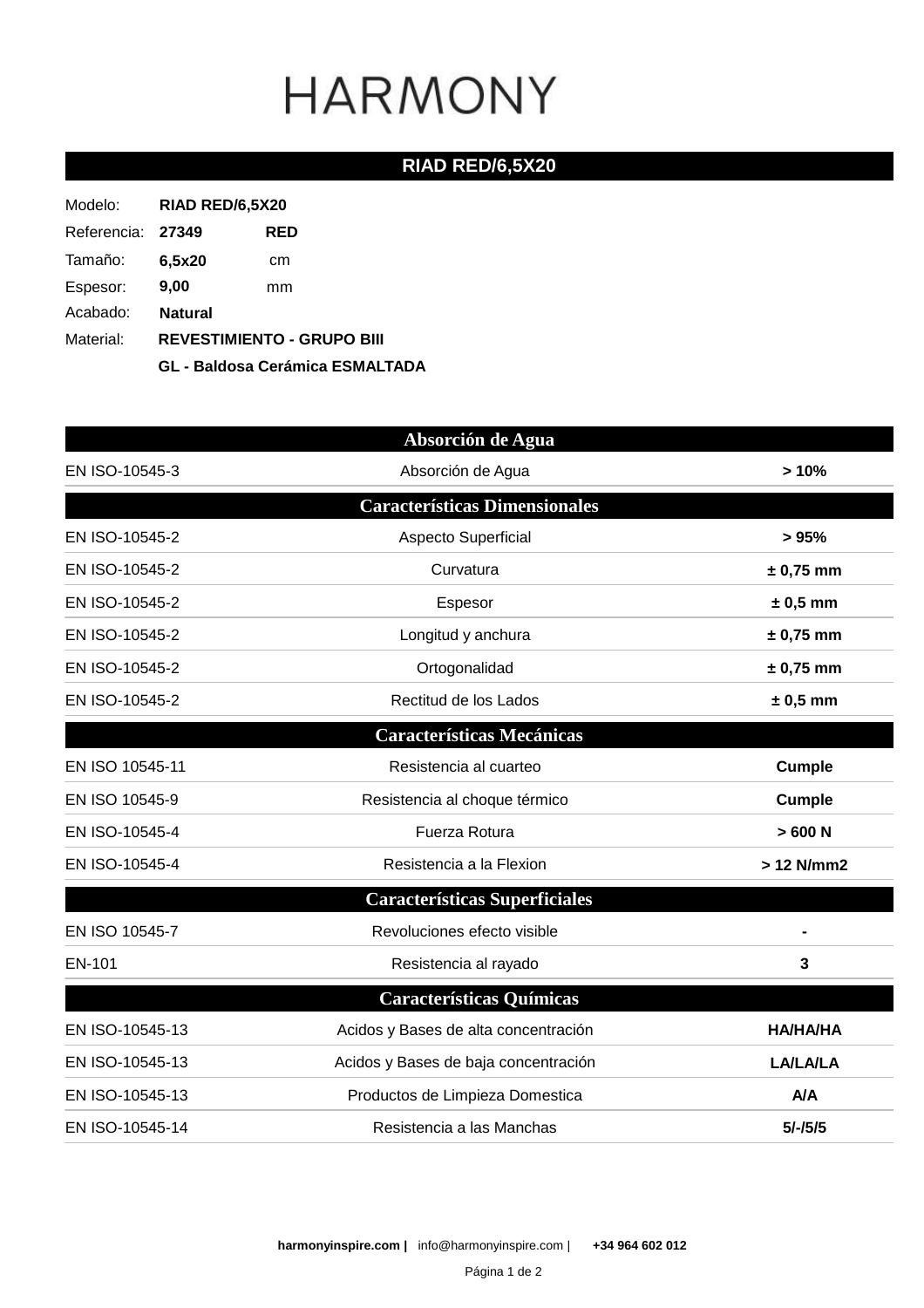# HARMONY

## RIAD RED/6,5X20

Modelo: **RIAD RED/6,5X20**

Referencia: **27349** **RED**

Tamaño: **6,5x20** cm

Espesor: **9,00** mm

Acabado: **Natural**

Material: **REVESTIMIENTO - GRUPO BIII**

**GL - Baldosa Cerámica ESMALTADA**

| Absorción de Agua | | |
|---|---|---|
| EN ISO-10545-3 | Absorción de Agua | **> 10%** |

| Características Dimensionales | | |
|---|---|---|
| EN ISO-10545-2 | Aspecto Superficial | **> 95%** |
| EN ISO-10545-2 | Curvatura | **± 0,75 mm** |
| EN ISO-10545-2 | Espesor | **± 0,5 mm** |
| EN ISO-10545-2 | Longitud y anchura | **± 0,75 mm** |
| EN ISO-10545-2 | Ortogonalidad | **± 0,75 mm** |
| EN ISO-10545-2 | Rectitud de los Lados | **± 0,5 mm** |

| Características Mecánicas | | |
|---|---|---|
| EN ISO 10545-11 | Resistencia al cuarteo | **Cumple** |
| EN ISO 10545-9 | Resistencia al choque térmico | **Cumple** |
| EN ISO-10545-4 | Fuerza Rotura | **> 600 N** |
| EN ISO-10545-4 | Resistencia a la Flexion | **> 12 N/mm2** |

| Características Superficiales | | |
|---|---|---|
| EN ISO 10545-7 | Revoluciones efecto visible | **-** |
| EN-101 | Resistencia al rayado | **3** |

| Características Químicas | | |
|---|---|---|
| EN ISO-10545-13 | Acidos y Bases de alta concentración | **HA/HA/HA** |
| EN ISO-10545-13 | Acidos y Bases de baja concentración | **LA/LA/LA** |
| EN ISO-10545-13 | Productos de Limpieza Domestica | **A/A** |
| EN ISO-10545-14 | Resistencia a las Manchas | **5/-/5/5** |

**harmonyinspire.com |** info@harmonyinspire.com | **+34 964 602 012**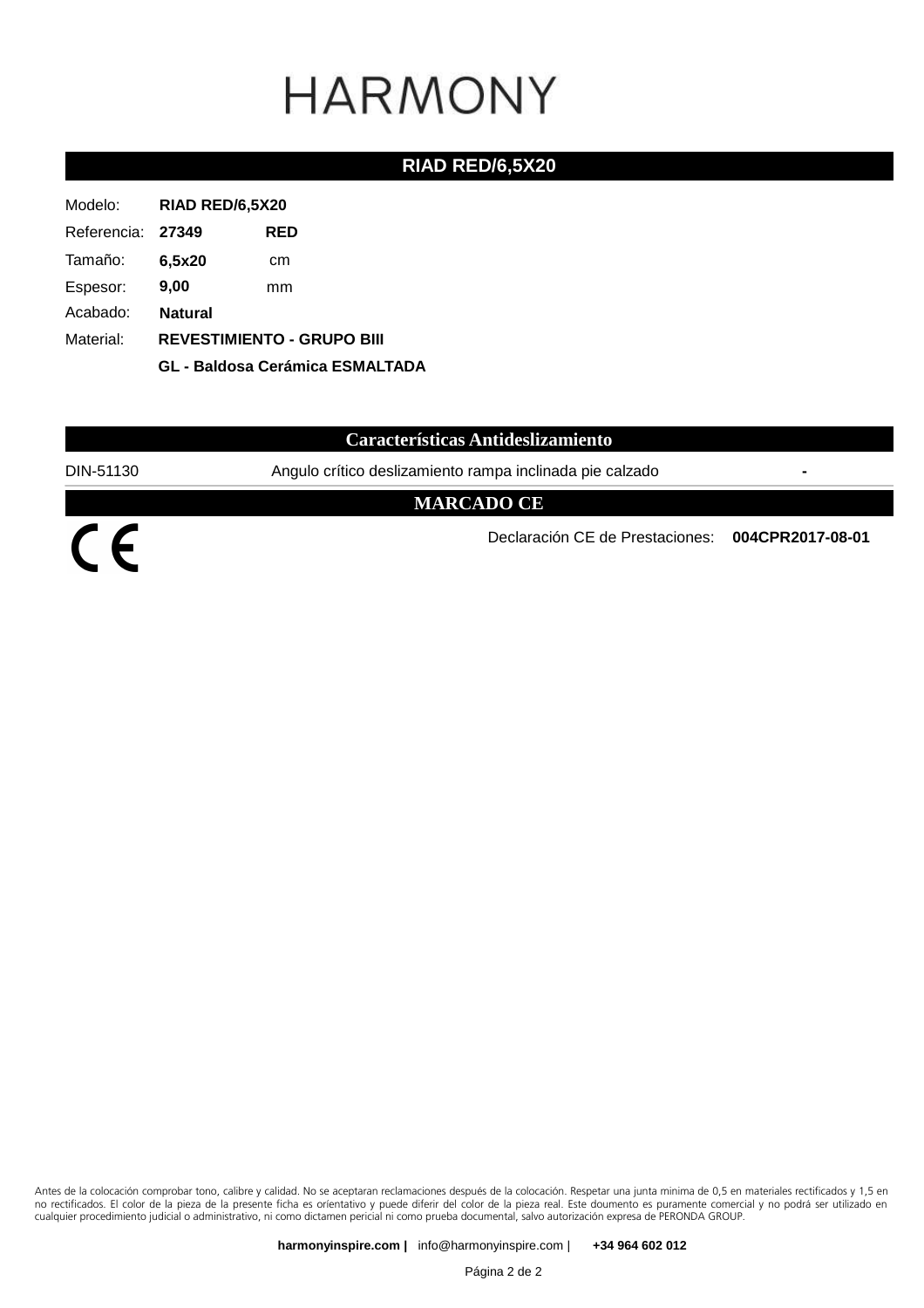# HARMONY

## RIAD RED/6,5X20

| | | |
|---|---|---|
| Modelo: | **RIAD RED/6,5X20** | |
| Referencia: | **27349** | **RED** |
| Tamaño: | **6,5x20** | cm |
| Espesor: | **9,00** | mm |
| Acabado: | **Natural** | |
| Material: | **REVESTIMIENTO - GRUPO BIII** | |
| | **GL - Baldosa Cerámica ESMALTADA** | |

## Características Antideslizamiento

| | | |
|---|---|---|
| DIN-51130 | Angulo crítico deslizamiento rampa inclinada pie calzado | **-** |

## MARCADO CE

CE

Declaración CE de Prestaciones: **004CPR2017-08-01**

Antes de la colocación comprobar tono, calibre y calidad. No se aceptaran reclamaciones después de la colocación. Respetar una junta minima de 0,5 en materiales rectificados y 1,5 en no rectificados. El color de la pieza de la presente ficha es orientativo y puede diferir del color de la pieza real. Este doumento es puramente comercial y no podrá ser utilizado en cualquier procedimiento judicial o administrativo, ni como dictamen pericial ni como prueba documental, salvo autorización expresa de PERONDA GROUP.

**harmonyinspire.com |** info@harmonyinspire.com | **+34 964 602 012**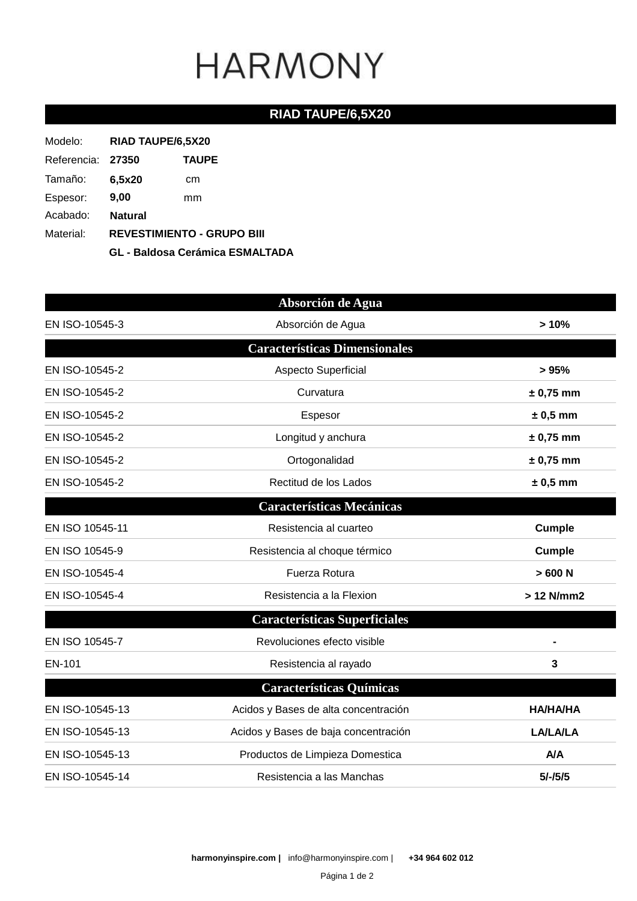# HARMONY

## RIAD TAUPE/6,5X20

| | | |
|---|---|---|
| Modelo: | **RIAD TAUPE/6,5X20** | |
| Referencia: | **27350** | **TAUPE** |
| Tamaño: | **6,5x20** | cm |
| Espesor: | **9,00** | mm |
| Acabado: | **Natural** | |
| Material: | **REVESTIMIENTO - GRUPO BIII** | |
| | **GL - Baldosa Cerámica ESMALTADA** | |

| Norma | Característica | Valor |
|---|---|---|
| **Absorción de Agua** | | |
| EN ISO-10545-3 | Absorción de Agua | **> 10%** |
| **Características Dimensionales** | | |
| EN ISO-10545-2 | Aspecto Superficial | **> 95%** |
| EN ISO-10545-2 | Curvatura | **± 0,75 mm** |
| EN ISO-10545-2 | Espesor | **± 0,5 mm** |
| EN ISO-10545-2 | Longitud y anchura | **± 0,75 mm** |
| EN ISO-10545-2 | Ortogonalidad | **± 0,75 mm** |
| EN ISO-10545-2 | Rectitud de los Lados | **± 0,5 mm** |
| **Características Mecánicas** | | |
| EN ISO 10545-11 | Resistencia al cuarteo | **Cumple** |
| EN ISO 10545-9 | Resistencia al choque térmico | **Cumple** |
| EN ISO-10545-4 | Fuerza Rotura | **> 600 N** |
| EN ISO-10545-4 | Resistencia a la Flexion | **> 12 N/mm2** |
| **Características Superficiales** | | |
| EN ISO 10545-7 | Revoluciones efecto visible | **-** |
| EN-101 | Resistencia al rayado | **3** |
| **Características Químicas** | | |
| EN ISO-10545-13 | Acidos y Bases de alta concentración | **HA/HA/HA** |
| EN ISO-10545-13 | Acidos y Bases de baja concentración | **LA/LA/LA** |
| EN ISO-10545-13 | Productos de Limpieza Domestica | **A/A** |
| EN ISO-10545-14 | Resistencia a las Manchas | **5/-/5/5** |

**harmonyinspire.com |** info@harmonyinspire.com | **+34 964 602 012**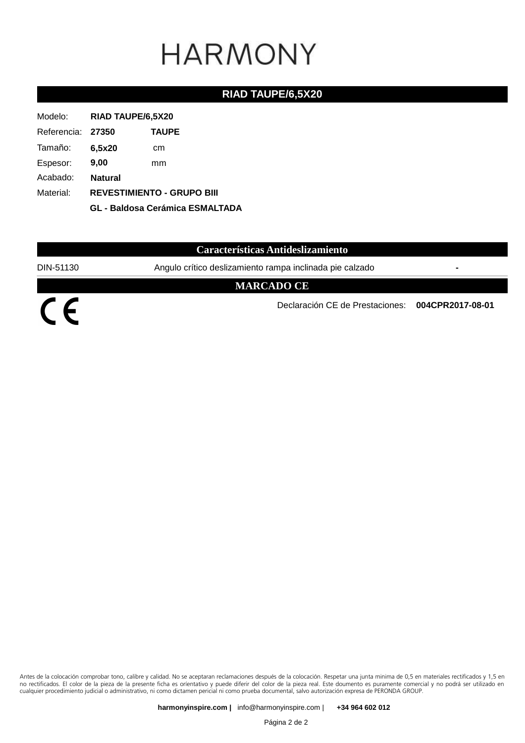# HARMONY

## RIAD TAUPE/6,5X20

| | | |
|---|---|---|
| Modelo: | **RIAD TAUPE/6,5X20** | |
| Referencia: | **27350** | **TAUPE** |
| Tamaño: | **6,5x20** | cm |
| Espesor: | **9,00** | mm |
| Acabado: | **Natural** | |
| Material: | **REVESTIMIENTO - GRUPO BIII** | |
| | **GL - Baldosa Cerámica ESMALTADA** | |

## Características Antideslizamiento

| | | |
|---|---|---|
| DIN-51130 | Angulo crítico deslizamiento rampa inclinada pie calzado | **-** |

## MARCADO CE

CE

Declaración CE de Prestaciones: **004CPR2017-08-01**

Antes de la colocación comprobar tono, calibre y calidad. No se aceptaran reclamaciones después de la colocación. Respetar una junta minima de 0,5 en materiales rectificados y 1,5 en no rectificados. El color de la pieza de la presente ficha es orientativo y puede diferir del color de la pieza real. Este doumento es puramente comercial y no podrá ser utilizado en cualquier procedimiento judicial o administrativo, ni como dictamen pericial ni como prueba documental, salvo autorización expresa de PERONDA GROUP.

**harmonyinspire.com |** info@harmonyinspire.com | **+34 964 602 012**